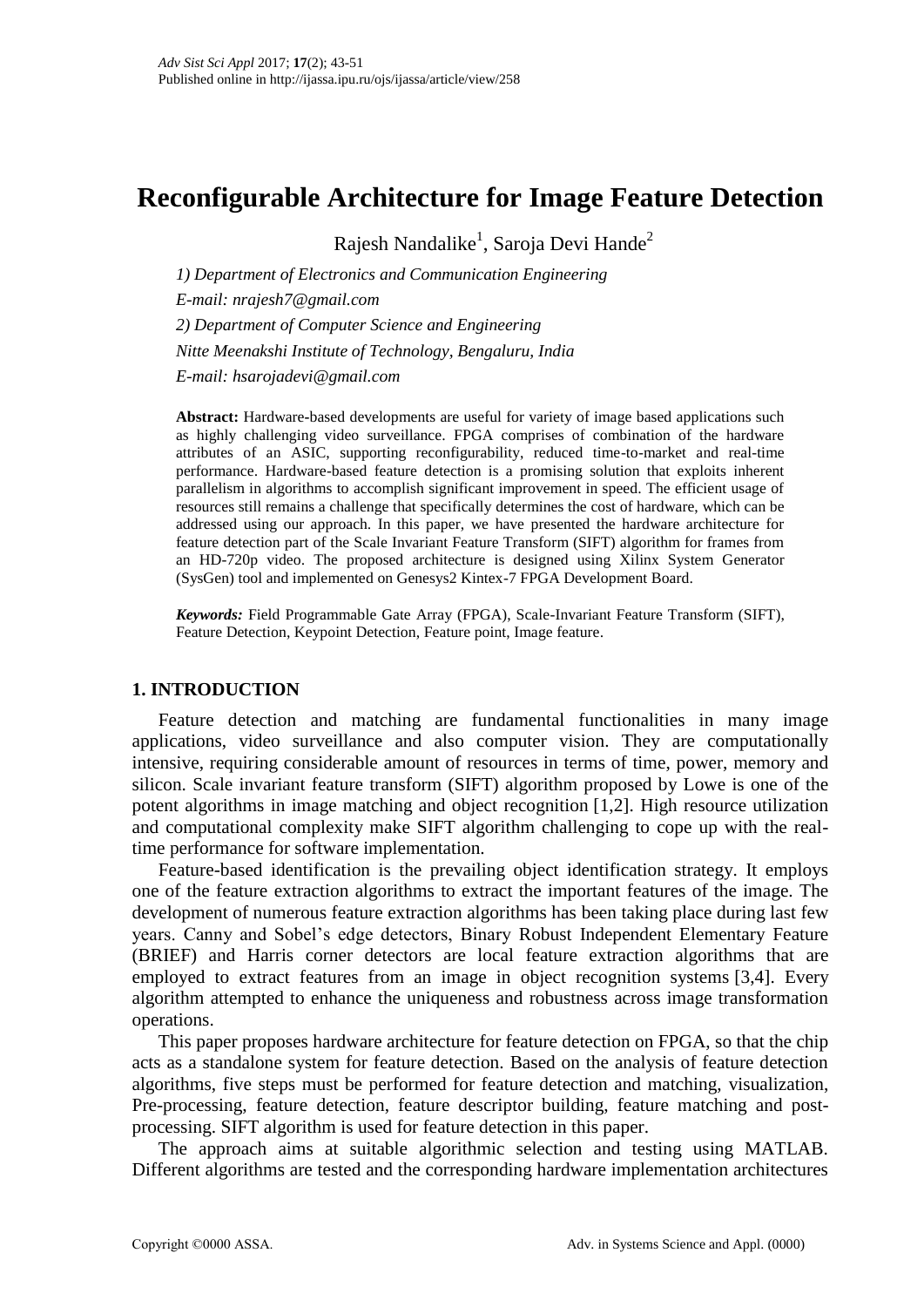# Reconfigurable Architecture for Image Feature Detection

Rajesh Nandalike[1], Saroja Devi Hande[2]

*1) Department of Electronics and Communication Engineering*

*E-mail: nrajesh7@gmail.com*

*2) Department of Computer Science and Engineering*

*Nitte Meenakshi Institute of Technology, Bengaluru, India*

*E-mail: hsarojadevi@gmail.com*

**Abstract:** Hardware-based developments are useful for variety of image based applications such as highly challenging video surveillance. FPGA comprises of combination of the hardware attributes of an ASIC, supporting reconfigurability, reduced time-to-market and real-time performance. Hardware-based feature detection is a promising solution that exploits inherent parallelism in algorithms to accomplish significant improvement in speed. The efficient usage of resources still remains a challenge that specifically determines the cost of hardware, which can be addressed using our approach. In this paper, we have presented the hardware architecture for feature detection part of the Scale Invariant Feature Transform (SIFT) algorithm for frames from an HD-720p video. The proposed architecture is designed using Xilinx System Generator (SysGen) tool and implemented on Genesys2 Kintex-7 FPGA Development Board.

***Keywords:*** Field Programmable Gate Array (FPGA), Scale-Invariant Feature Transform (SIFT), Feature Detection, Keypoint Detection, Feature point, Image feature.

## 1. INTRODUCTION

Feature detection and matching are fundamental functionalities in many image applications, video surveillance and also computer vision. They are computationally intensive, requiring considerable amount of resources in terms of time, power, memory and silicon. Scale invariant feature transform (SIFT) algorithm proposed by Lowe is one of the potent algorithms in image matching and object recognition [1,2]. High resource utilization and computational complexity make SIFT algorithm challenging to cope up with the real-time performance for software implementation.

Feature-based identification is the prevailing object identification strategy. It employs one of the feature extraction algorithms to extract the important features of the image. The development of numerous feature extraction algorithms has been taking place during last few years. Canny and Sobel's edge detectors, Binary Robust Independent Elementary Feature (BRIEF) and Harris corner detectors are local feature extraction algorithms that are employed to extract features from an image in object recognition systems [3,4]. Every algorithm attempted to enhance the uniqueness and robustness across image transformation operations.

This paper proposes hardware architecture for feature detection on FPGA, so that the chip acts as a standalone system for feature detection. Based on the analysis of feature detection algorithms, five steps must be performed for feature detection and matching, visualization, Pre-processing, feature detection, feature descriptor building, feature matching and post-processing. SIFT algorithm is used for feature detection in this paper.

The approach aims at suitable algorithmic selection and testing using MATLAB. Different algorithms are tested and the corresponding hardware implementation architectures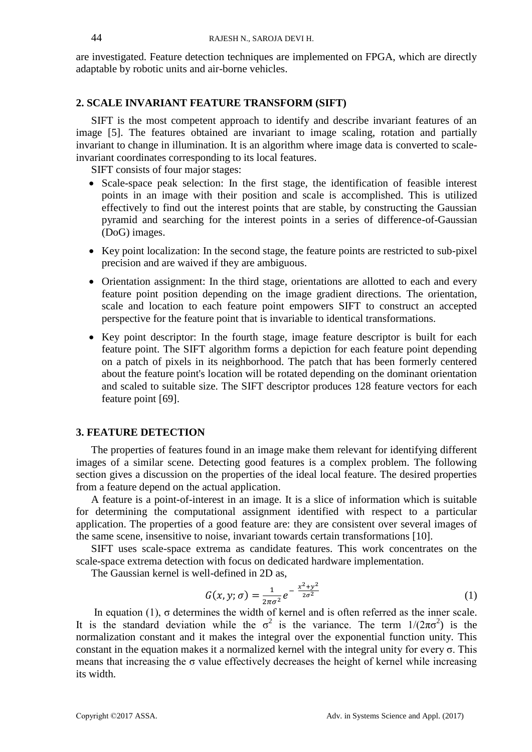are investigated. Feature detection techniques are implemented on FPGA, which are directly adaptable by robotic units and air-borne vehicles.

## 2. SCALE INVARIANT FEATURE TRANSFORM (SIFT)

SIFT is the most competent approach to identify and describe invariant features of an image [5]. The features obtained are invariant to image scaling, rotation and partially invariant to change in illumination. It is an algorithm where image data is converted to scale-invariant coordinates corresponding to its local features.

SIFT consists of four major stages:

- Scale-space peak selection: In the first stage, the identification of feasible interest points in an image with their position and scale is accomplished. This is utilized effectively to find out the interest points that are stable, by constructing the Gaussian pyramid and searching for the interest points in a series of difference-of-Gaussian (DoG) images.
- Key point localization: In the second stage, the feature points are restricted to sub-pixel precision and are waived if they are ambiguous.
- Orientation assignment: In the third stage, orientations are allotted to each and every feature point position depending on the image gradient directions. The orientation, scale and location to each feature point empowers SIFT to construct an accepted perspective for the feature point that is invariable to identical transformations.
- Key point descriptor: In the fourth stage, image feature descriptor is built for each feature point. The SIFT algorithm forms a depiction for each feature point depending on a patch of pixels in its neighborhood. The patch that has been formerly centered about the feature point's location will be rotated depending on the dominant orientation and scaled to suitable size. The SIFT descriptor produces 128 feature vectors for each feature point [69].

## 3. FEATURE DETECTION

The properties of features found in an image make them relevant for identifying different images of a similar scene. Detecting good features is a complex problem. The following section gives a discussion on the properties of the ideal local feature. The desired properties from a feature depend on the actual application.

A feature is a point-of-interest in an image. It is a slice of information which is suitable for determining the computational assignment identified with respect to a particular application. The properties of a good feature are: they are consistent over several images of the same scene, insensitive to noise, invariant towards certain transformations [10].

SIFT uses scale-space extrema as candidate features. This work concentrates on the scale-space extrema detection with focus on dedicated hardware implementation.

The Gaussian kernel is well-defined in 2D as,

$$G(x, y; \sigma) = \frac{1}{2\pi\sigma^2} e^{-\frac{x^2+y^2}{2\sigma^2}} \tag{1}$$

In equation (1), $\sigma$ determines the width of kernel and is often referred as the inner scale. It is the standard deviation while the $\sigma^2$ is the variance. The term $1/(2\pi\sigma^2)$ is the normalization constant and it makes the integral over the exponential function unity. This constant in the equation makes it a normalized kernel with the integral unity for every $\sigma$. This means that increasing the $\sigma$ value effectively decreases the height of kernel while increasing its width.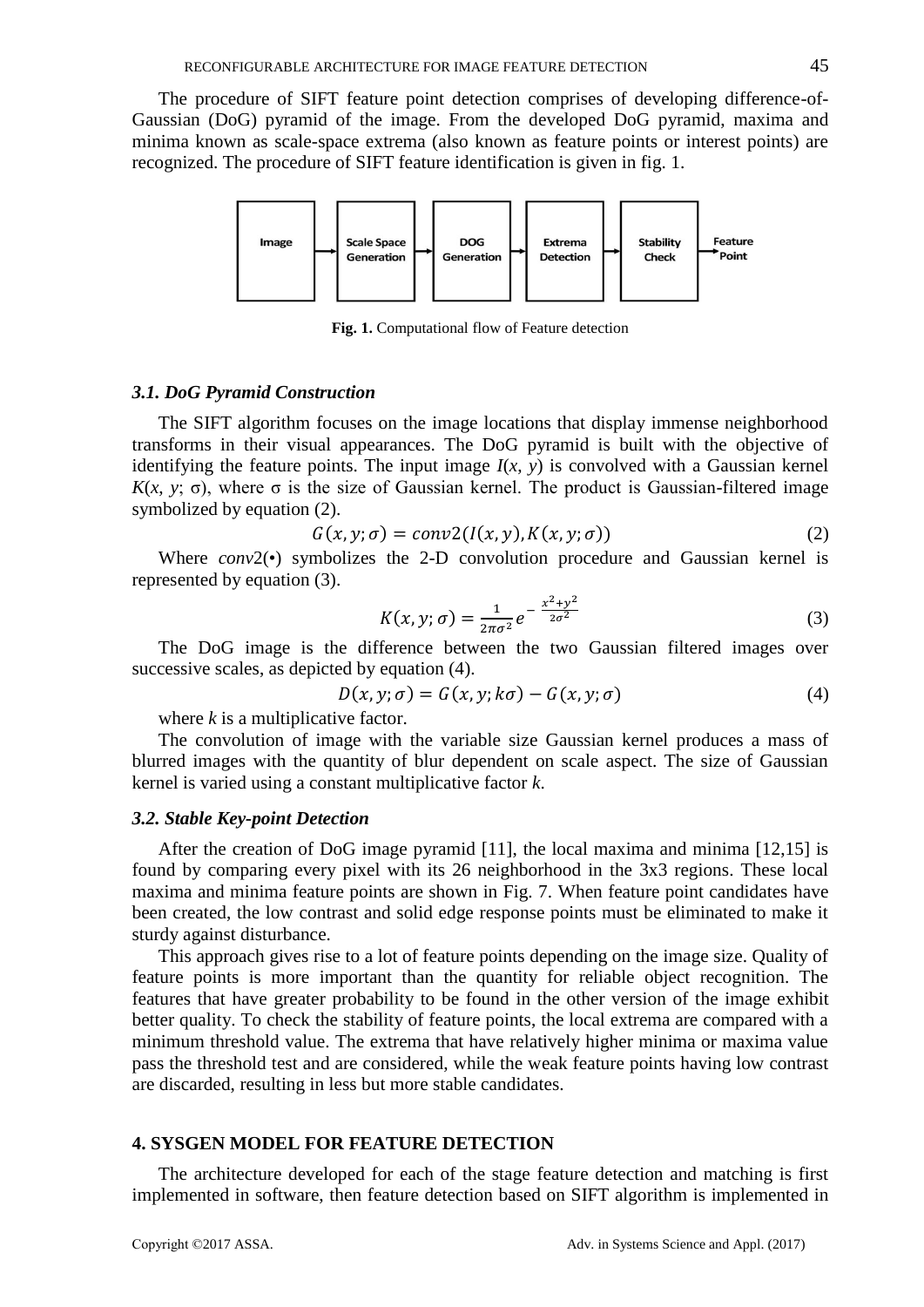The procedure of SIFT feature point detection comprises of developing difference-of-Gaussian (DoG) pyramid of the image. From the developed DoG pyramid, maxima and minima known as scale-space extrema (also known as feature points or interest points) are recognized. The procedure of SIFT feature identification is given in fig. 1.

Image → Scale Space Generation → DOG Generation → Extrema Detection → Stability Check → Feature Point

**Fig. 1.** Computational flow of Feature detection

### *3.1. DoG Pyramid Construction*

The SIFT algorithm focuses on the image locations that display immense neighborhood transforms in their visual appearances. The DoG pyramid is built with the objective of identifying the feature points. The input image $I(x, y)$ is convolved with a Gaussian kernel $K(x, y; \sigma)$, where $\sigma$ is the size of Gaussian kernel. The product is Gaussian-filtered image symbolized by equation (2).

$$G(x, y; \sigma) = conv2(I(x, y), K(x, y; \sigma)) \tag{2}$$

Where *conv*2(•) symbolizes the 2-D convolution procedure and Gaussian kernel is represented by equation (3).

$$K(x, y; \sigma) = \frac{1}{2\pi\sigma^2} e^{-\frac{x^2+y^2}{2\sigma^2}} \tag{3}$$

The DoG image is the difference between the two Gaussian filtered images over successive scales, as depicted by equation (4).

$$D(x, y; \sigma) = G(x, y; k\sigma) - G(x, y; \sigma) \tag{4}$$

where $k$ is a multiplicative factor.

The convolution of image with the variable size Gaussian kernel produces a mass of blurred images with the quantity of blur dependent on scale aspect. The size of Gaussian kernel is varied using a constant multiplicative factor $k$.

### *3.2. Stable Key-point Detection*

After the creation of DoG image pyramid [11], the local maxima and minima [12,15] is found by comparing every pixel with its 26 neighborhood in the 3x3 regions. These local maxima and minima feature points are shown in Fig. 7. When feature point candidates have been created, the low contrast and solid edge response points must be eliminated to make it sturdy against disturbance.

This approach gives rise to a lot of feature points depending on the image size. Quality of feature points is more important than the quantity for reliable object recognition. The features that have greater probability to be found in the other version of the image exhibit better quality. To check the stability of feature points, the local extrema are compared with a minimum threshold value. The extrema that have relatively higher minima or maxima value pass the threshold test and are considered, while the weak feature points having low contrast are discarded, resulting in less but more stable candidates.

## 4. SYSGEN MODEL FOR FEATURE DETECTION

The architecture developed for each of the stage feature detection and matching is first implemented in software, then feature detection based on SIFT algorithm is implemented in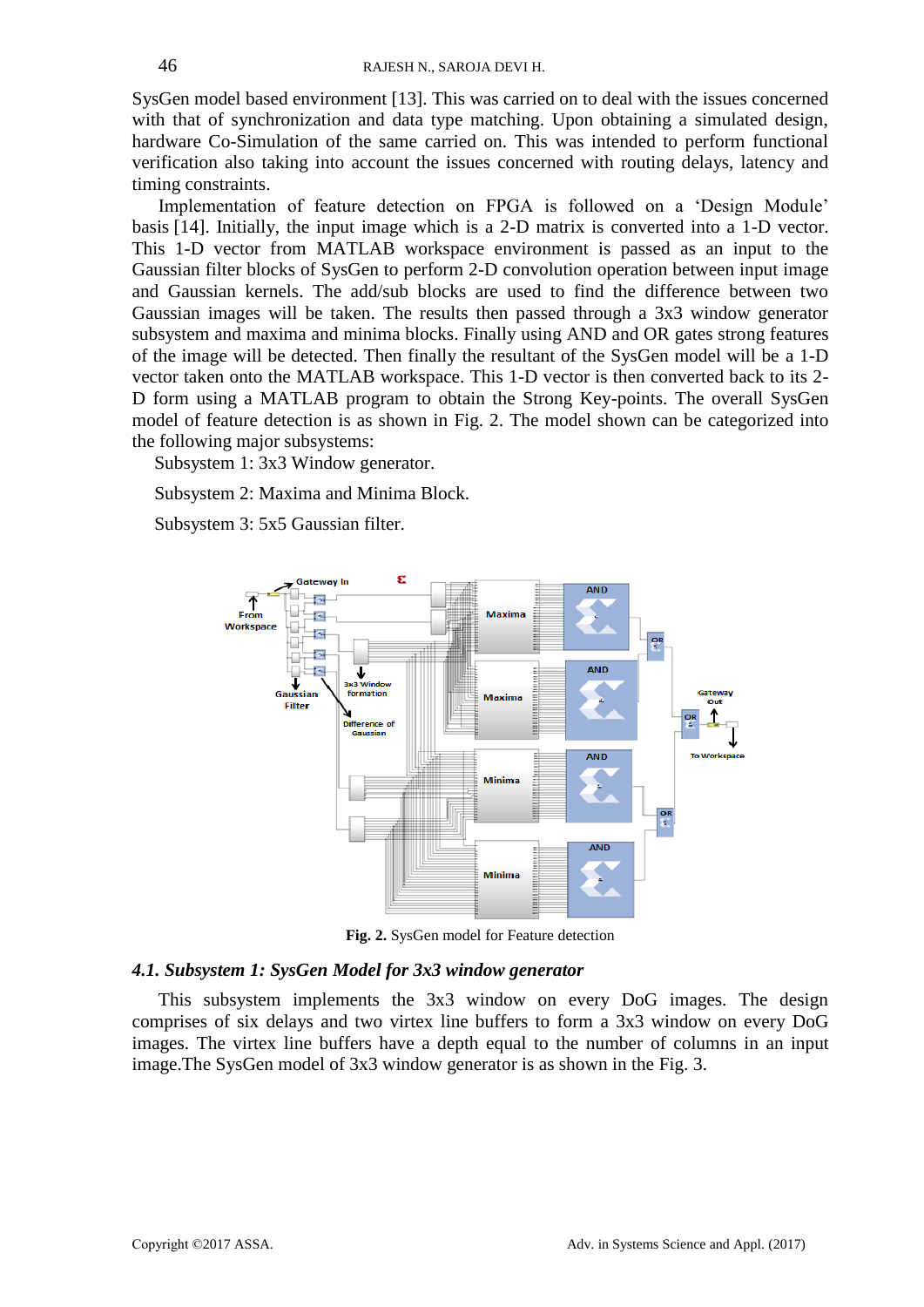SysGen model based environment [13]. This was carried on to deal with the issues concerned with that of synchronization and data type matching. Upon obtaining a simulated design, hardware Co-Simulation of the same carried on. This was intended to perform functional verification also taking into account the issues concerned with routing delays, latency and timing constraints.

Implementation of feature detection on FPGA is followed on a 'Design Module' basis [14]. Initially, the input image which is a 2-D matrix is converted into a 1-D vector. This 1-D vector from MATLAB workspace environment is passed as an input to the Gaussian filter blocks of SysGen to perform 2-D convolution operation between input image and Gaussian kernels. The add/sub blocks are used to find the difference between two Gaussian images will be taken. The results then passed through a 3x3 window generator subsystem and maxima and minima blocks. Finally using AND and OR gates strong features of the image will be detected. Then finally the resultant of the SysGen model will be a 1-D vector taken onto the MATLAB workspace. This 1-D vector is then converted back to its 2-D form using a MATLAB program to obtain the Strong Key-points. The overall SysGen model of feature detection is as shown in Fig. 2. The model shown can be categorized into the following major subsystems:

Subsystem 1: 3x3 Window generator.

Subsystem 2: Maxima and Minima Block.

Subsystem 3: 5x5 Gaussian filter.

**Fig. 2.** SysGen model for Feature detection

### *4.1. Subsystem 1: SysGen Model for 3x3 window generator*

This subsystem implements the 3x3 window on every DoG images. The design comprises of six delays and two virtex line buffers to form a 3x3 window on every DoG images. The virtex line buffers have a depth equal to the number of columns in an input image.The SysGen model of 3x3 window generator is as shown in the Fig. 3.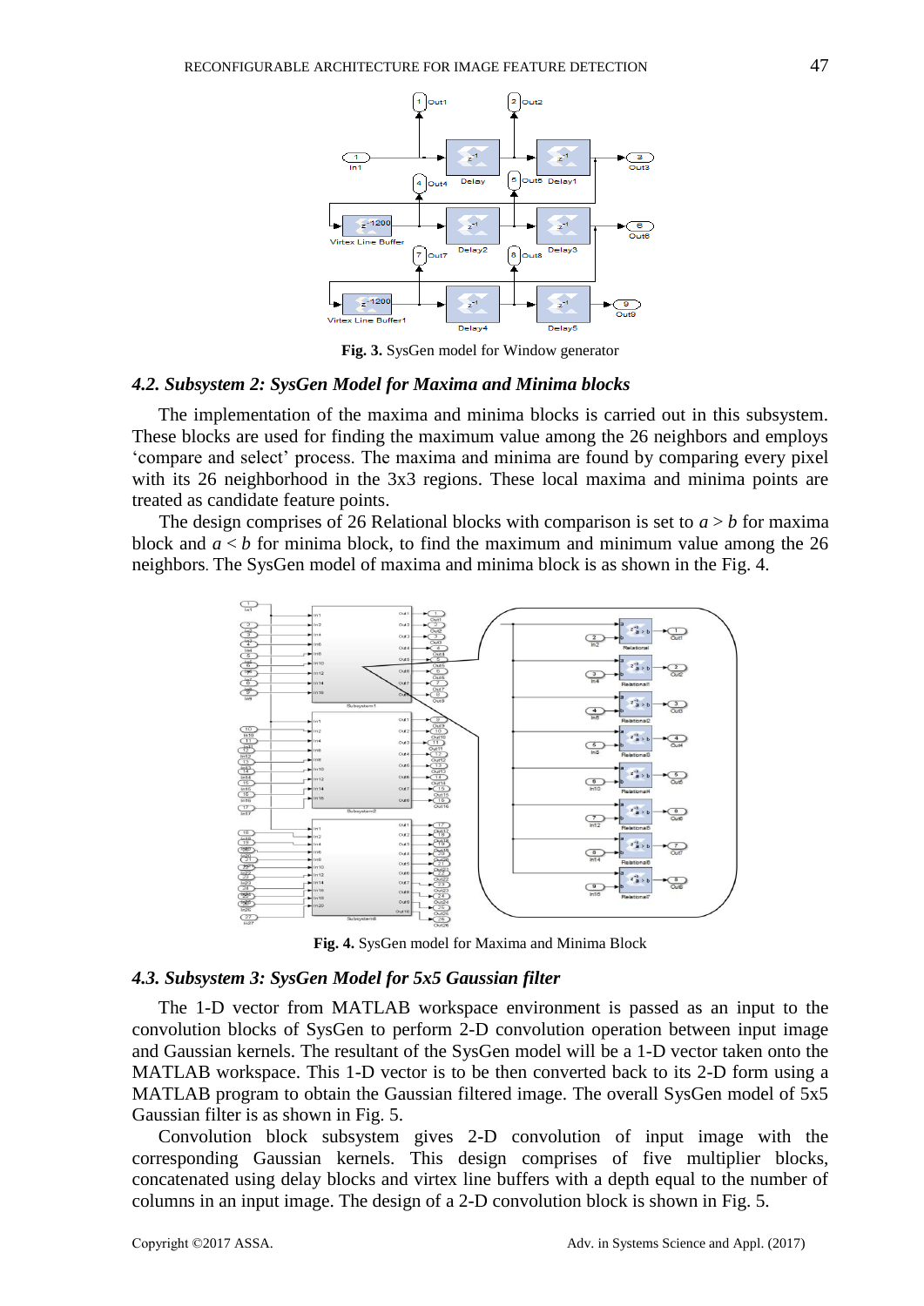Fig. 3. SysGen model for Window generator

### 4.2. Subsystem 2: SysGen Model for Maxima and Minima blocks

The implementation of the maxima and minima blocks is carried out in this subsystem. These blocks are used for finding the maximum value among the 26 neighbors and employs 'compare and select' process. The maxima and minima are found by comparing every pixel with its 26 neighborhood in the 3x3 regions. These local maxima and minima points are treated as candidate feature points.

The design comprises of 26 Relational blocks with comparison is set to $a > b$ for maxima block and $a < b$ for minima block, to find the maximum and minimum value among the 26 neighbors. The SysGen model of maxima and minima block is as shown in the Fig. 4.

**Fig. 4.** SysGen model for Maxima and Minima Block

### 4.3. Subsystem 3: SysGen Model for 5x5 Gaussian filter

The 1-D vector from MATLAB workspace environment is passed as an input to the convolution blocks of SysGen to perform 2-D convolution operation between input image and Gaussian kernels. The resultant of the SysGen model will be a 1-D vector taken onto the MATLAB workspace. This 1-D vector is to be then converted back to its 2-D form using a MATLAB program to obtain the Gaussian filtered image. The overall SysGen model of 5x5 Gaussian filter is as shown in Fig. 5.

Convolution block subsystem gives 2-D convolution of input image with the corresponding Gaussian kernels. This design comprises of five multiplier blocks, concatenated using delay blocks and virtex line buffers with a depth equal to the number of columns in an input image. The design of a 2-D convolution block is shown in Fig. 5.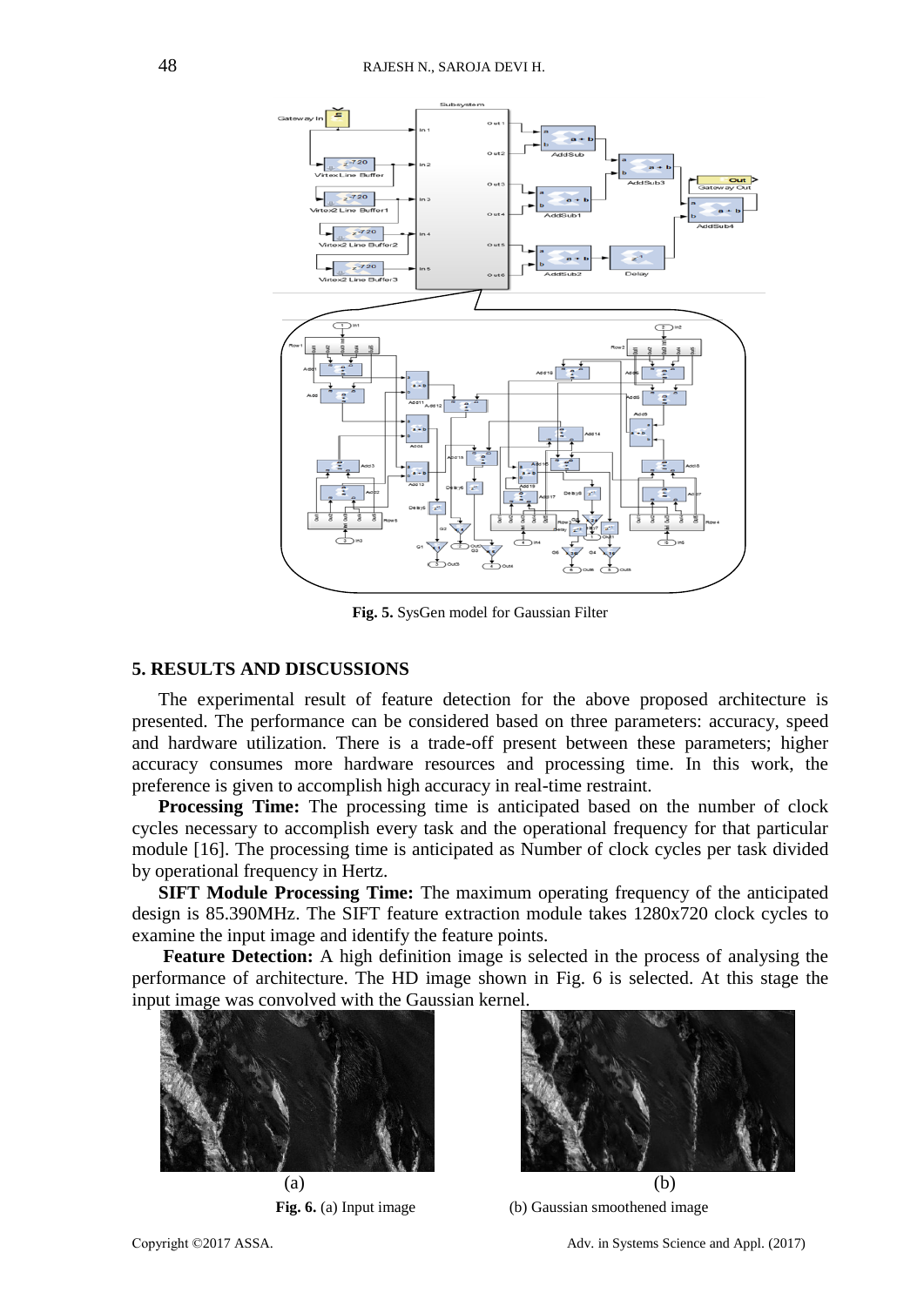Fig. 5. SysGen model for Gaussian Filter

## 5. RESULTS AND DISCUSSIONS

The experimental result of feature detection for the above proposed architecture is presented. The performance can be considered based on three parameters: accuracy, speed and hardware utilization. There is a trade-off present between these parameters; higher accuracy consumes more hardware resources and processing time. In this work, the preference is given to accomplish high accuracy in real-time restraint.

**Processing Time:** The processing time is anticipated based on the number of clock cycles necessary to accomplish every task and the operational frequency for that particular module [16]. The processing time is anticipated as Number of clock cycles per task divided by operational frequency in Hertz.

**SIFT Module Processing Time:** The maximum operating frequency of the anticipated design is 85.390MHz. The SIFT feature extraction module takes 1280x720 clock cycles to examine the input image and identify the feature points.

**Feature Detection:** A high definition image is selected in the process of analysing the performance of architecture. The HD image shown in Fig. 6 is selected. At this stage the input image was convolved with the Gaussian kernel.

(a) (b)

**Fig. 6.** (a) Input image (b) Gaussian smoothened image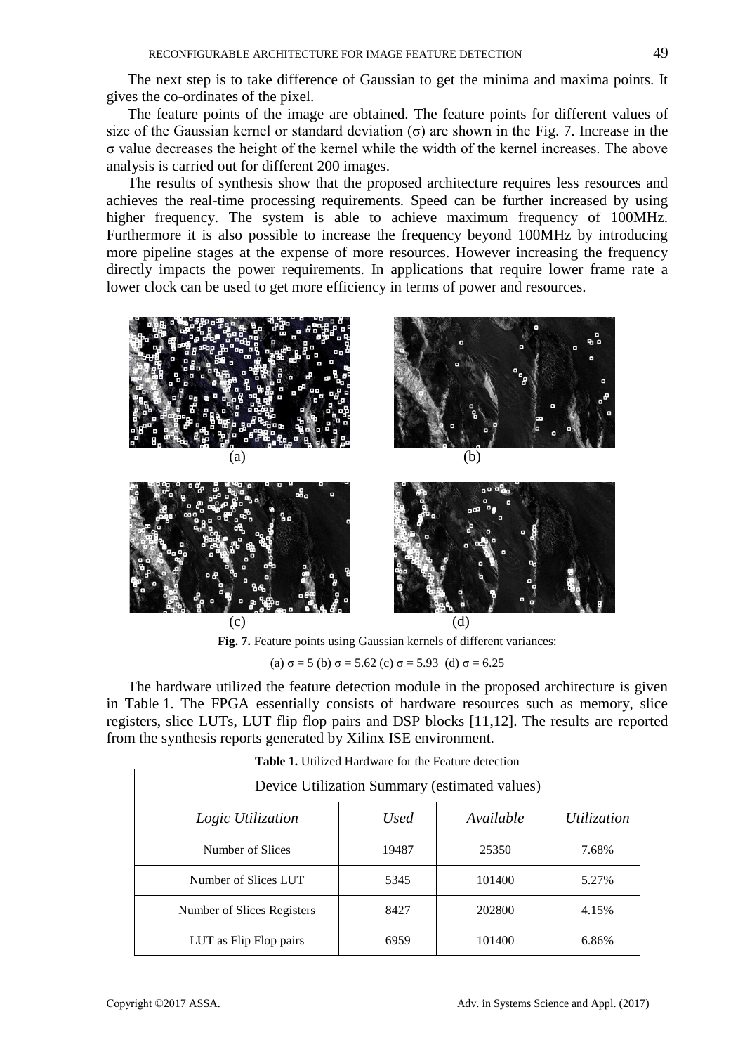The next step is to take difference of Gaussian to get the minima and maxima points. It gives the co-ordinates of the pixel.

The feature points of the image are obtained. The feature points for different values of size of the Gaussian kernel or standard deviation ($\sigma$) are shown in the Fig. 7. Increase in the $\sigma$ value decreases the height of the kernel while the width of the kernel increases. The above analysis is carried out for different 200 images.

The results of synthesis show that the proposed architecture requires less resources and achieves the real-time processing requirements. Speed can be further increased by using higher frequency. The system is able to achieve maximum frequency of 100MHz. Furthermore it is also possible to increase the frequency beyond 100MHz by introducing more pipeline stages at the expense of more resources. However increasing the frequency directly impacts the power requirements. In applications that require lower frame rate a lower clock can be used to get more efficiency in terms of power and resources.

(a) (b)

(c) (d)

**Fig. 7.** Feature points using Gaussian kernels of different variances:

(a) $\sigma = 5$ (b) $\sigma = 5.62$ (c) $\sigma = 5.93$ (d) $\sigma = 6.25$

The hardware utilized the feature detection module in the proposed architecture is given in Table 1. The FPGA essentially consists of hardware resources such as memory, slice registers, slice LUTs, LUT flip flop pairs and DSP blocks [11,12]. The results are reported from the synthesis reports generated by Xilinx ISE environment.

**Table 1.** Utilized Hardware for the Feature detection

| Device Utilization Summary (estimated values) | | | |
|---|---|---|---|
| *Logic Utilization* | *Used* | *Available* | *Utilization* |
| Number of Slices | 19487 | 25350 | 7.68% |
| Number of Slices LUT | 5345 | 101400 | 5.27% |
| Number of Slices Registers | 8427 | 202800 | 4.15% |
| LUT as Flip Flop pairs | 6959 | 101400 | 6.86% |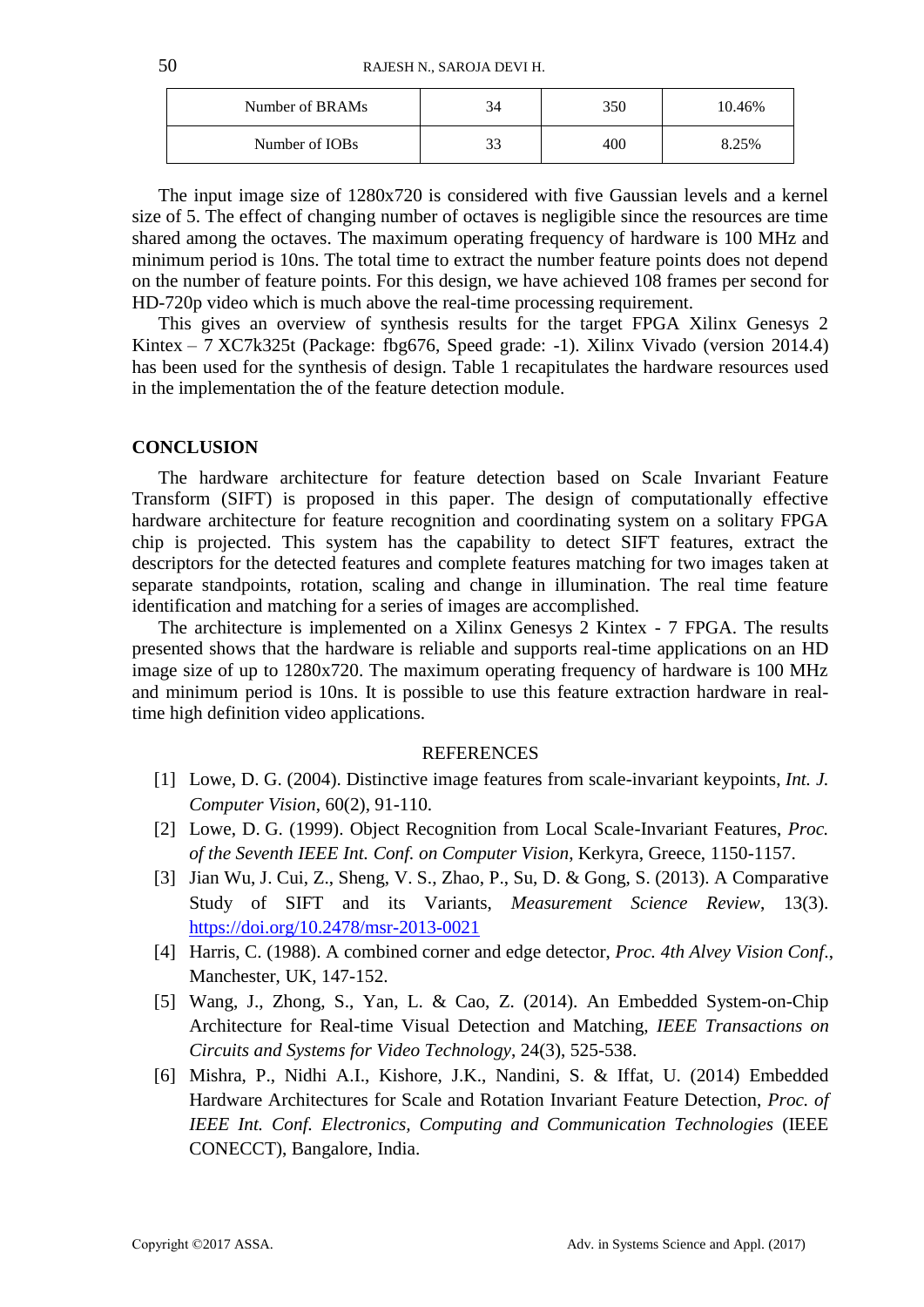| Number of BRAMs | 34 | 350 | 10.46% |
|---|---|---|---|
| Number of IOBs | 33 | 400 | 8.25% |

The input image size of 1280x720 is considered with five Gaussian levels and a kernel size of 5. The effect of changing number of octaves is negligible since the resources are time shared among the octaves. The maximum operating frequency of hardware is 100 MHz and minimum period is 10ns. The total time to extract the number feature points does not depend on the number of feature points. For this design, we have achieved 108 frames per second for HD-720p video which is much above the real-time processing requirement.

This gives an overview of synthesis results for the target FPGA Xilinx Genesys 2 Kintex – 7 XC7k325t (Package: fbg676, Speed grade: -1). Xilinx Vivado (version 2014.4) has been used for the synthesis of design. Table 1 recapitulates the hardware resources used in the implementation the of the feature detection module.

## CONCLUSION

The hardware architecture for feature detection based on Scale Invariant Feature Transform (SIFT) is proposed in this paper. The design of computationally effective hardware architecture for feature recognition and coordinating system on a solitary FPGA chip is projected. This system has the capability to detect SIFT features, extract the descriptors for the detected features and complete features matching for two images taken at separate standpoints, rotation, scaling and change in illumination. The real time feature identification and matching for a series of images are accomplished.

The architecture is implemented on a Xilinx Genesys 2 Kintex - 7 FPGA. The results presented shows that the hardware is reliable and supports real-time applications on an HD image size of up to 1280x720. The maximum operating frequency of hardware is 100 MHz and minimum period is 10ns. It is possible to use this feature extraction hardware in real-time high definition video applications.

## REFERENCES

[1] Lowe, D. G. (2004). Distinctive image features from scale-invariant keypoints, *Int. J. Computer Vision*, 60(2), 91-110.

[2] Lowe, D. G. (1999). Object Recognition from Local Scale-Invariant Features, *Proc. of the Seventh IEEE Int. Conf. on Computer Vision*, Kerkyra, Greece, 1150-1157.

[3] Jian Wu, J. Cui, Z., Sheng, V. S., Zhao, P., Su, D. & Gong, S. (2013). A Comparative Study of SIFT and its Variants, *Measurement Science Review*, 13(3). https://doi.org/10.2478/msr-2013-0021

[4] Harris, C. (1988). A combined corner and edge detector, *Proc. 4th Alvey Vision Conf.*, Manchester, UK, 147-152.

[5] Wang, J., Zhong, S., Yan, L. & Cao, Z. (2014). An Embedded System-on-Chip Architecture for Real-time Visual Detection and Matching, *IEEE Transactions on Circuits and Systems for Video Technology*, 24(3), 525-538.

[6] Mishra, P., Nidhi A.I., Kishore, J.K., Nandini, S. & Iffat, U. (2014) Embedded Hardware Architectures for Scale and Rotation Invariant Feature Detection, *Proc. of IEEE Int. Conf. Electronics, Computing and Communication Technologies* (IEEE CONECCT), Bangalore, India.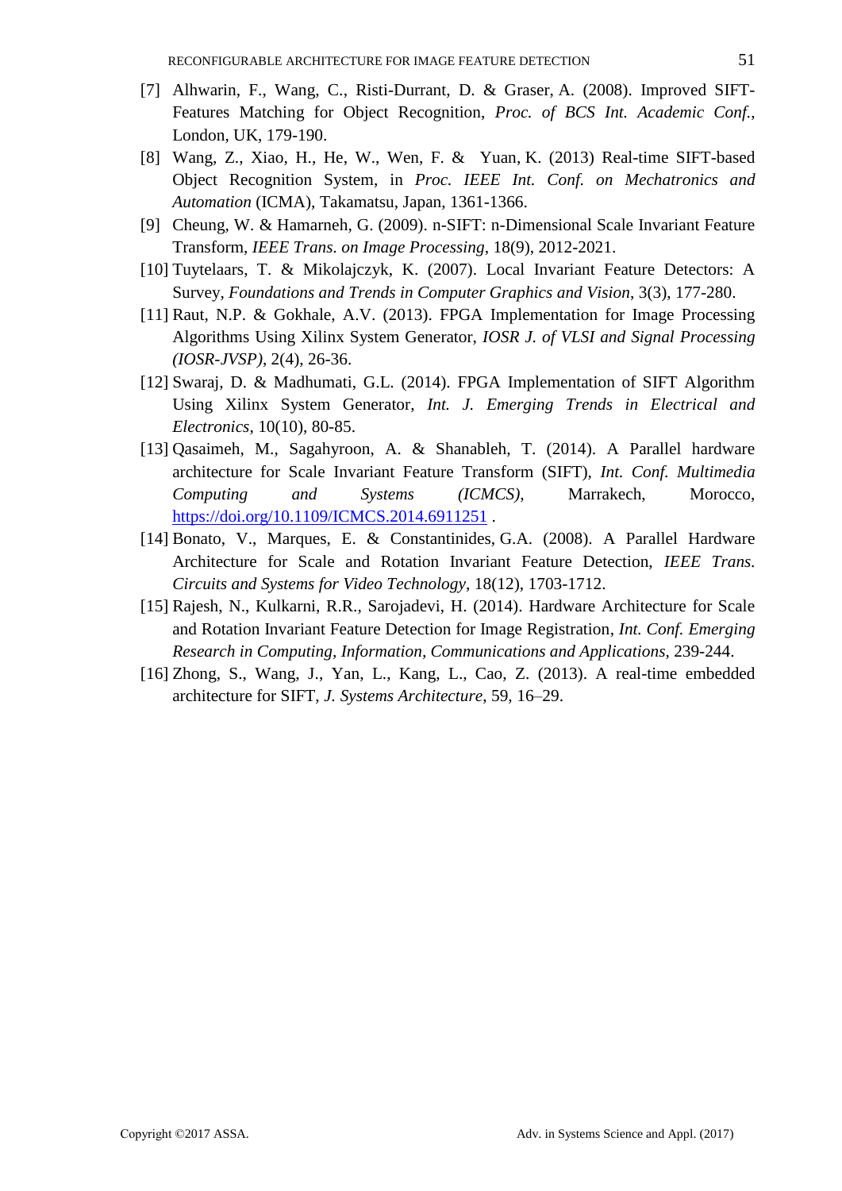[7] Alhwarin, F., Wang, C., Risti-Durrant, D. & Graser, A. (2008). Improved SIFT-Features Matching for Object Recognition, *Proc. of BCS Int. Academic Conf.*, London, UK, 179-190.

[8] Wang, Z., Xiao, H., He, W., Wen, F. & Yuan, K. (2013) Real-time SIFT-based Object Recognition System, in *Proc. IEEE Int. Conf. on Mechatronics and Automation* (ICMA), Takamatsu, Japan, 1361-1366.

[9] Cheung, W. & Hamarneh, G. (2009). n-SIFT: n-Dimensional Scale Invariant Feature Transform, *IEEE Trans. on Image Processing*, 18(9), 2012-2021.

[10] Tuytelaars, T. & Mikolajczyk, K. (2007). Local Invariant Feature Detectors: A Survey, *Foundations and Trends in Computer Graphics and Vision*, 3(3), 177-280.

[11] Raut, N.P. & Gokhale, A.V. (2013). FPGA Implementation for Image Processing Algorithms Using Xilinx System Generator, *IOSR J. of VLSI and Signal Processing (IOSR-JVSP)*, 2(4), 26-36.

[12] Swaraj, D. & Madhumati, G.L. (2014). FPGA Implementation of SIFT Algorithm Using Xilinx System Generator, *Int. J. Emerging Trends in Electrical and Electronics*, 10(10), 80-85.

[13] Qasaimeh, M., Sagahyroon, A. & Shanableh, T. (2014). A Parallel hardware architecture for Scale Invariant Feature Transform (SIFT), *Int. Conf. Multimedia Computing and Systems (ICMCS)*, Marrakech, Morocco, https://doi.org/10.1109/ICMCS.2014.6911251 .

[14] Bonato, V., Marques, E. & Constantinides, G.A. (2008). A Parallel Hardware Architecture for Scale and Rotation Invariant Feature Detection, *IEEE Trans. Circuits and Systems for Video Technology*, 18(12), 1703-1712.

[15] Rajesh, N., Kulkarni, R.R., Sarojadevi, H. (2014). Hardware Architecture for Scale and Rotation Invariant Feature Detection for Image Registration, *Int. Conf. Emerging Research in Computing, Information, Communications and Applications*, 239-244.

[16] Zhong, S., Wang, J., Yan, L., Kang, L., Cao, Z. (2013). A real-time embedded architecture for SIFT, *J. Systems Architecture*, 59, 16–29.